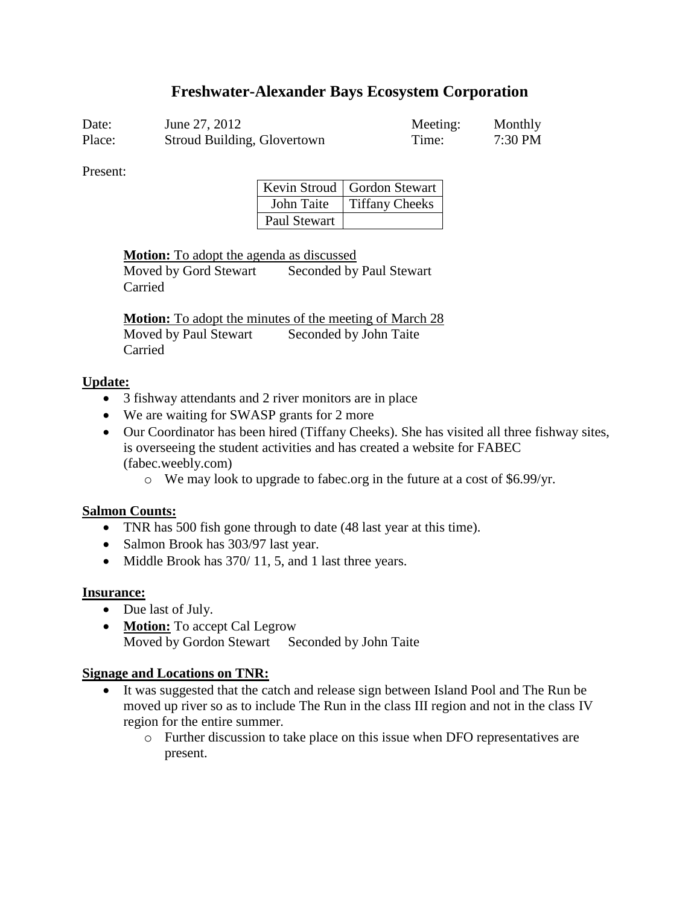# Freshwater-Alexander Bays Ecosystem Corporation

| | | | |
|---|---|---|---|
| Date: | June 27, 2012 | Meeting: | Monthly |
| Place: | Stroud Building, Glovertown | Time: | 7:30 PM |

Present:

| | |
|---|---|
| Kevin Stroud | Gordon Stewart |
| John Taite | Tiffany Cheeks |
| Paul Stewart | |

**Motion:** To adopt the agenda as discussed
Moved by Gord Stewart Seconded by Paul Stewart
Carried

**Motion:** To adopt the minutes of the meeting of March 28
Moved by Paul Stewart Seconded by John Taite
Carried

**Update:**

- 3 fishway attendants and 2 river monitors are in place
- We are waiting for SWASP grants for 2 more
- Our Coordinator has been hired (Tiffany Cheeks). She has visited all three fishway sites, is overseeing the student activities and has created a website for FABEC (fabec.weebly.com)
    - We may look to upgrade to fabec.org in the future at a cost of $6.99/yr.

**Salmon Counts:**

- TNR has 500 fish gone through to date (48 last year at this time).
- Salmon Brook has 303/97 last year.
- Middle Brook has 370/ 11, 5, and 1 last three years.

**Insurance:**

- Due last of July.
- **Motion:** To accept Cal Legrow
  Moved by Gordon Stewart Seconded by John Taite

**Signage and Locations on TNR:**

- It was suggested that the catch and release sign between Island Pool and The Run be moved up river so as to include The Run in the class III region and not in the class IV region for the entire summer.
    - Further discussion to take place on this issue when DFO representatives are present.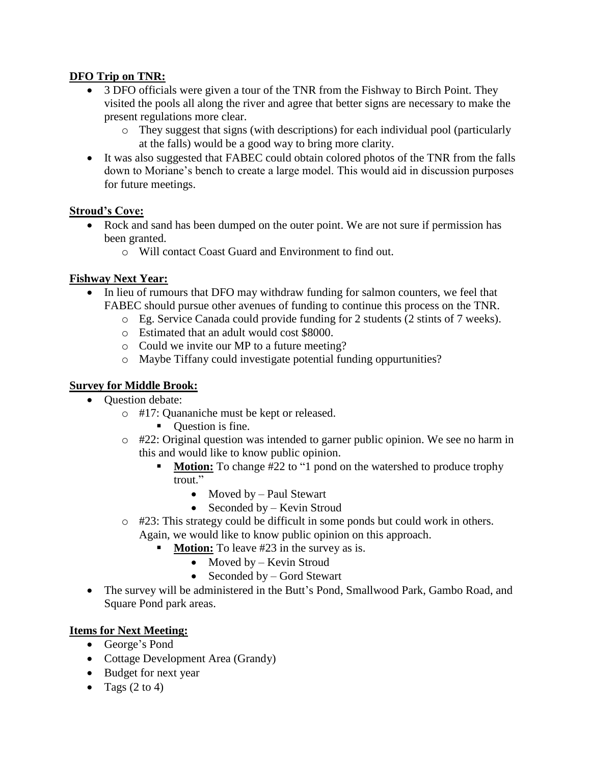**DFO Trip on TNR:**

- 3 DFO officials were given a tour of the TNR from the Fishway to Birch Point. They visited the pools all along the river and agree that better signs are necessary to make the present regulations more clear.
  - They suggest that signs (with descriptions) for each individual pool (particularly at the falls) would be a good way to bring more clarity.
- It was also suggested that FABEC could obtain colored photos of the TNR from the falls down to Moriane's bench to create a large model. This would aid in discussion purposes for future meetings.

**Stroud's Cove:**

- Rock and sand has been dumped on the outer point. We are not sure if permission has been granted.
  - Will contact Coast Guard and Environment to find out.

**Fishway Next Year:**

- In lieu of rumours that DFO may withdraw funding for salmon counters, we feel that FABEC should pursue other avenues of funding to continue this process on the TNR.
  - Eg. Service Canada could provide funding for 2 students (2 stints of 7 weeks).
  - Estimated that an adult would cost $8000.
  - Could we invite our MP to a future meeting?
  - Maybe Tiffany could investigate potential funding oppurtunities?

**Survey for Middle Brook:**

- Question debate:
  - #17: Quananiche must be kept or released.
    - Question is fine.
  - #22: Original question was intended to garner public opinion. We see no harm in this and would like to know public opinion.
    - **Motion:** To change #22 to "1 pond on the watershed to produce trophy trout."
      - Moved by – Paul Stewart
      - Seconded by – Kevin Stroud
  - #23: This strategy could be difficult in some ponds but could work in others. Again, we would like to know public opinion on this approach.
    - **Motion:** To leave #23 in the survey as is.
      - Moved by – Kevin Stroud
      - Seconded by – Gord Stewart
- The survey will be administered in the Butt's Pond, Smallwood Park, Gambo Road, and Square Pond park areas.

**Items for Next Meeting:**

- George's Pond
- Cottage Development Area (Grandy)
- Budget for next year
- Tags (2 to 4)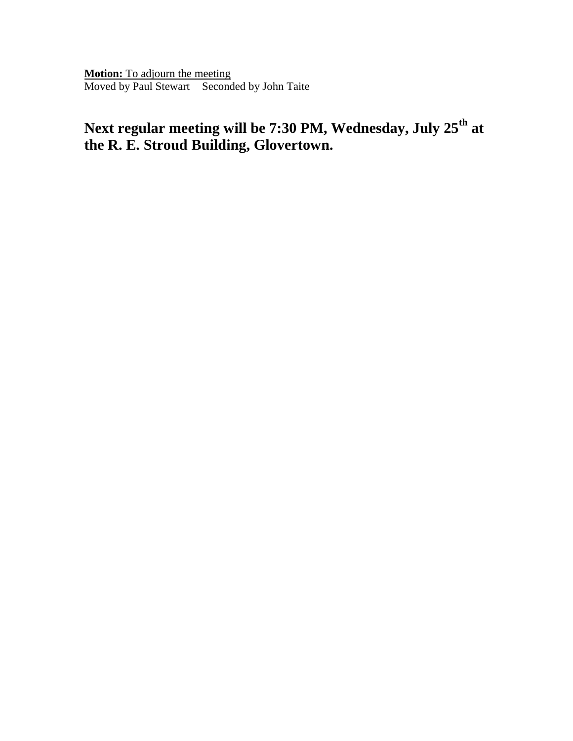**Motion:** To adjourn the meeting
Moved by Paul Stewart     Seconded by John Taite

## Next regular meeting will be 7:30 PM, Wednesday, July 25th at the R. E. Stroud Building, Glovertown.